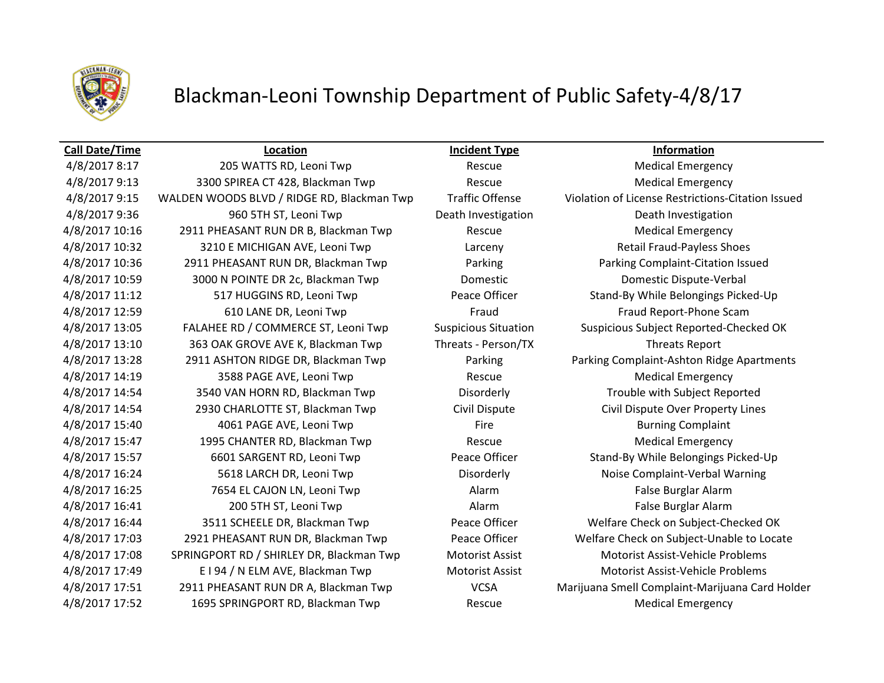# Blackman-Leoni Township Department of Public Safety-4/8/17

| Call Date/Time | Location | Incident Type | Information |
|---|---|---|---|
| 4/8/2017 8:17 | 205 WATTS RD, Leoni Twp | Rescue | Medical Emergency |
| 4/8/2017 9:13 | 3300 SPIREA CT 428, Blackman Twp | Rescue | Medical Emergency |
| 4/8/2017 9:15 | WALDEN WOODS BLVD / RIDGE RD, Blackman Twp | Traffic Offense | Violation of License Restrictions-Citation Issued |
| 4/8/2017 9:36 | 960 5TH ST, Leoni Twp | Death Investigation | Death Investigation |
| 4/8/2017 10:16 | 2911 PHEASANT RUN DR B, Blackman Twp | Rescue | Medical Emergency |
| 4/8/2017 10:32 | 3210 E MICHIGAN AVE, Leoni Twp | Larceny | Retail Fraud-Payless Shoes |
| 4/8/2017 10:36 | 2911 PHEASANT RUN DR, Blackman Twp | Parking | Parking Complaint-Citation Issued |
| 4/8/2017 10:59 | 3000 N POINTE DR 2c, Blackman Twp | Domestic | Domestic Dispute-Verbal |
| 4/8/2017 11:12 | 517 HUGGINS RD, Leoni Twp | Peace Officer | Stand-By While Belongings Picked-Up |
| 4/8/2017 12:59 | 610 LANE DR, Leoni Twp | Fraud | Fraud Report-Phone Scam |
| 4/8/2017 13:05 | FALAHEE RD / COMMERCE ST, Leoni Twp | Suspicious Situation | Suspicious Subject Reported-Checked OK |
| 4/8/2017 13:10 | 363 OAK GROVE AVE K, Blackman Twp | Threats - Person/TX | Threats Report |
| 4/8/2017 13:28 | 2911 ASHTON RIDGE DR, Blackman Twp | Parking | Parking Complaint-Ashton Ridge Apartments |
| 4/8/2017 14:19 | 3588 PAGE AVE, Leoni Twp | Rescue | Medical Emergency |
| 4/8/2017 14:54 | 3540 VAN HORN RD, Blackman Twp | Disorderly | Trouble with Subject Reported |
| 4/8/2017 14:54 | 2930 CHARLOTTE ST, Blackman Twp | Civil Dispute | Civil Dispute Over Property Lines |
| 4/8/2017 15:40 | 4061 PAGE AVE, Leoni Twp | Fire | Burning Complaint |
| 4/8/2017 15:47 | 1995 CHANTER RD, Blackman Twp | Rescue | Medical Emergency |
| 4/8/2017 15:57 | 6601 SARGENT RD, Leoni Twp | Peace Officer | Stand-By While Belongings Picked-Up |
| 4/8/2017 16:24 | 5618 LARCH DR, Leoni Twp | Disorderly | Noise Complaint-Verbal Warning |
| 4/8/2017 16:25 | 7654 EL CAJON LN, Leoni Twp | Alarm | False Burglar Alarm |
| 4/8/2017 16:41 | 200 5TH ST, Leoni Twp | Alarm | False Burglar Alarm |
| 4/8/2017 16:44 | 3511 SCHEELE DR, Blackman Twp | Peace Officer | Welfare Check on Subject-Checked OK |
| 4/8/2017 17:03 | 2921 PHEASANT RUN DR, Blackman Twp | Peace Officer | Welfare Check on Subject-Unable to Locate |
| 4/8/2017 17:08 | SPRINGPORT RD / SHIRLEY DR, Blackman Twp | Motorist Assist | Motorist Assist-Vehicle Problems |
| 4/8/2017 17:49 | E I 94 / N ELM AVE, Blackman Twp | Motorist Assist | Motorist Assist-Vehicle Problems |
| 4/8/2017 17:51 | 2911 PHEASANT RUN DR A, Blackman Twp | VCSA | Marijuana Smell Complaint-Marijuana Card Holder |
| 4/8/2017 17:52 | 1695 SPRINGPORT RD, Blackman Twp | Rescue | Medical Emergency |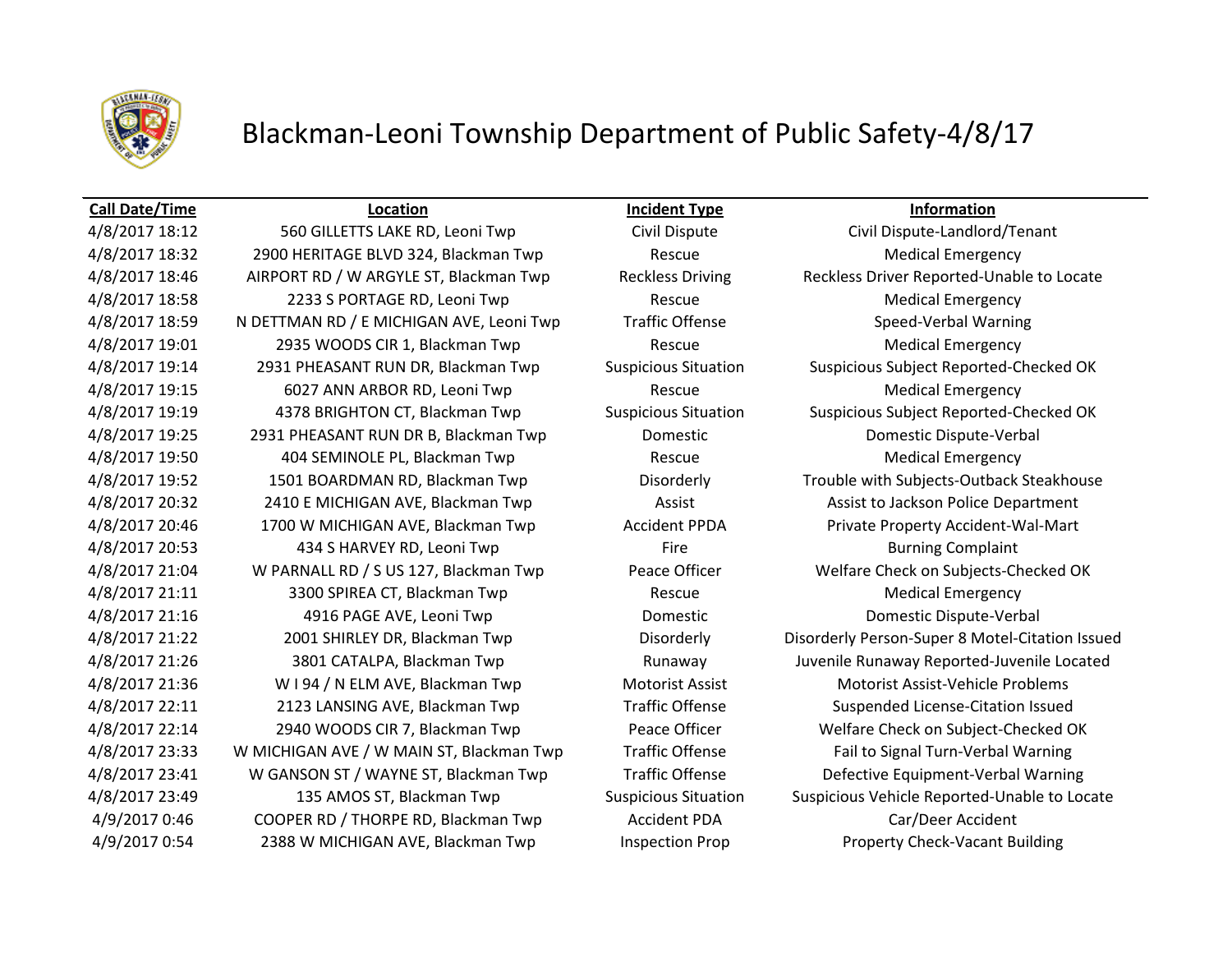# Blackman-Leoni Township Department of Public Safety-4/8/17

| Call Date/Time | Location | Incident Type | Information |
|---|---|---|---|
| 4/8/2017 18:12 | 560 GILLETTS LAKE RD, Leoni Twp | Civil Dispute | Civil Dispute-Landlord/Tenant |
| 4/8/2017 18:32 | 2900 HERITAGE BLVD 324, Blackman Twp | Rescue | Medical Emergency |
| 4/8/2017 18:46 | AIRPORT RD / W ARGYLE ST, Blackman Twp | Reckless Driving | Reckless Driver Reported-Unable to Locate |
| 4/8/2017 18:58 | 2233 S PORTAGE RD, Leoni Twp | Rescue | Medical Emergency |
| 4/8/2017 18:59 | N DETTMAN RD / E MICHIGAN AVE, Leoni Twp | Traffic Offense | Speed-Verbal Warning |
| 4/8/2017 19:01 | 2935 WOODS CIR 1, Blackman Twp | Rescue | Medical Emergency |
| 4/8/2017 19:14 | 2931 PHEASANT RUN DR, Blackman Twp | Suspicious Situation | Suspicious Subject Reported-Checked OK |
| 4/8/2017 19:15 | 6027 ANN ARBOR RD, Leoni Twp | Rescue | Medical Emergency |
| 4/8/2017 19:19 | 4378 BRIGHTON CT, Blackman Twp | Suspicious Situation | Suspicious Subject Reported-Checked OK |
| 4/8/2017 19:25 | 2931 PHEASANT RUN DR B, Blackman Twp | Domestic | Domestic Dispute-Verbal |
| 4/8/2017 19:50 | 404 SEMINOLE PL, Blackman Twp | Rescue | Medical Emergency |
| 4/8/2017 19:52 | 1501 BOARDMAN RD, Blackman Twp | Disorderly | Trouble with Subjects-Outback Steakhouse |
| 4/8/2017 20:32 | 2410 E MICHIGAN AVE, Blackman Twp | Assist | Assist to Jackson Police Department |
| 4/8/2017 20:46 | 1700 W MICHIGAN AVE, Blackman Twp | Accident PPDA | Private Property Accident-Wal-Mart |
| 4/8/2017 20:53 | 434 S HARVEY RD, Leoni Twp | Fire | Burning Complaint |
| 4/8/2017 21:04 | W PARNALL RD / S US 127, Blackman Twp | Peace Officer | Welfare Check on Subjects-Checked OK |
| 4/8/2017 21:11 | 3300 SPIREA CT, Blackman Twp | Rescue | Medical Emergency |
| 4/8/2017 21:16 | 4916 PAGE AVE, Leoni Twp | Domestic | Domestic Dispute-Verbal |
| 4/8/2017 21:22 | 2001 SHIRLEY DR, Blackman Twp | Disorderly | Disorderly Person-Super 8 Motel-Citation Issued |
| 4/8/2017 21:26 | 3801 CATALPA, Blackman Twp | Runaway | Juvenile Runaway Reported-Juvenile Located |
| 4/8/2017 21:36 | W I 94 / N ELM AVE, Blackman Twp | Motorist Assist | Motorist Assist-Vehicle Problems |
| 4/8/2017 22:11 | 2123 LANSING AVE, Blackman Twp | Traffic Offense | Suspended License-Citation Issued |
| 4/8/2017 22:14 | 2940 WOODS CIR 7, Blackman Twp | Peace Officer | Welfare Check on Subject-Checked OK |
| 4/8/2017 23:33 | W MICHIGAN AVE / W MAIN ST, Blackman Twp | Traffic Offense | Fail to Signal Turn-Verbal Warning |
| 4/8/2017 23:41 | W GANSON ST / WAYNE ST, Blackman Twp | Traffic Offense | Defective Equipment-Verbal Warning |
| 4/8/2017 23:49 | 135 AMOS ST, Blackman Twp | Suspicious Situation | Suspicious Vehicle Reported-Unable to Locate |
| 4/9/2017 0:46 | COOPER RD / THORPE RD, Blackman Twp | Accident PDA | Car/Deer Accident |
| 4/9/2017 0:54 | 2388 W MICHIGAN AVE, Blackman Twp | Inspection Prop | Property Check-Vacant Building |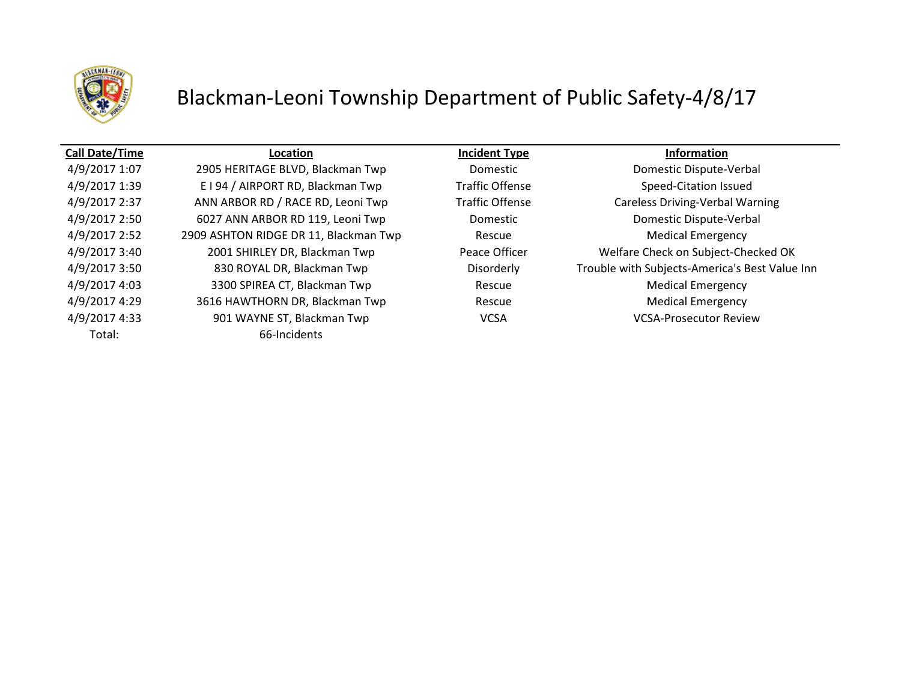# Blackman-Leoni Township Department of Public Safety-4/8/17

| Call Date/Time | Location | Incident Type | Information |
|---|---|---|---|
| 4/9/2017 1:07 | 2905 HERITAGE BLVD, Blackman Twp | Domestic | Domestic Dispute-Verbal |
| 4/9/2017 1:39 | E I 94 / AIRPORT RD, Blackman Twp | Traffic Offense | Speed-Citation Issued |
| 4/9/2017 2:37 | ANN ARBOR RD / RACE RD, Leoni Twp | Traffic Offense | Careless Driving-Verbal Warning |
| 4/9/2017 2:50 | 6027 ANN ARBOR RD 119, Leoni Twp | Domestic | Domestic Dispute-Verbal |
| 4/9/2017 2:52 | 2909 ASHTON RIDGE DR 11, Blackman Twp | Rescue | Medical Emergency |
| 4/9/2017 3:40 | 2001 SHIRLEY DR, Blackman Twp | Peace Officer | Welfare Check on Subject-Checked OK |
| 4/9/2017 3:50 | 830 ROYAL DR, Blackman Twp | Disorderly | Trouble with Subjects-America's Best Value Inn |
| 4/9/2017 4:03 | 3300 SPIREA CT, Blackman Twp | Rescue | Medical Emergency |
| 4/9/2017 4:29 | 3616 HAWTHORN DR, Blackman Twp | Rescue | Medical Emergency |
| 4/9/2017 4:33 | 901 WAYNE ST, Blackman Twp | VCSA | VCSA-Prosecutor Review |
| Total: | 66-Incidents | | |